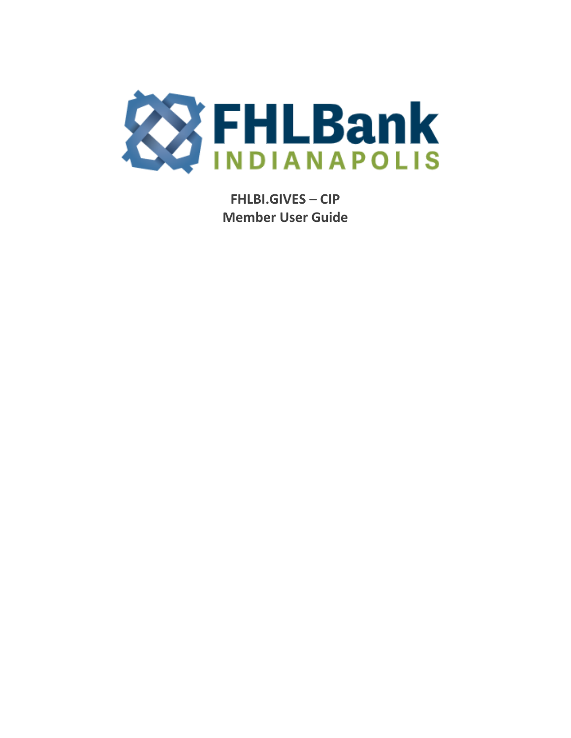FHLBank INDIANAPOLIS

# FHLBI.GIVES – CIP
# Member User Guide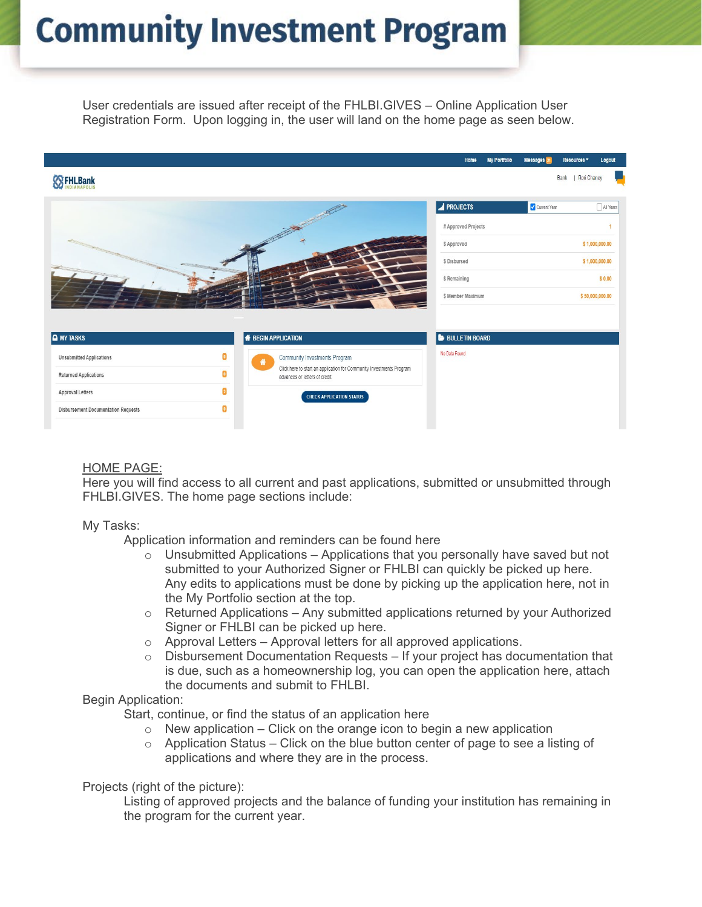# Community Investment Program

User credentials are issued after receipt of the FHLBI.GIVES – Online Application User Registration Form. Upon logging in, the user will land on the home page as seen below.

<u>HOME PAGE:</u>
Here you will find access to all current and past applications, submitted or unsubmitted through FHLBI.GIVES. The home page sections include:

My Tasks:

Application information and reminders can be found here

- Unsubmitted Applications – Applications that you personally have saved but not submitted to your Authorized Signer or FHLBI can quickly be picked up here. Any edits to applications must be done by picking up the application here, not in the My Portfolio section at the top.
- Returned Applications – Any submitted applications returned by your Authorized Signer or FHLBI can be picked up here.
- Approval Letters – Approval letters for all approved applications.
- Disbursement Documentation Requests – If your project has documentation that is due, such as a homeownership log, you can open the application here, attach the documents and submit to FHLBI.

Begin Application:

Start, continue, or find the status of an application here

- New application – Click on the orange icon to begin a new application
- Application Status – Click on the blue button center of page to see a listing of applications and where they are in the process.

Projects (right of the picture):

Listing of approved projects and the balance of funding your institution has remaining in the program for the current year.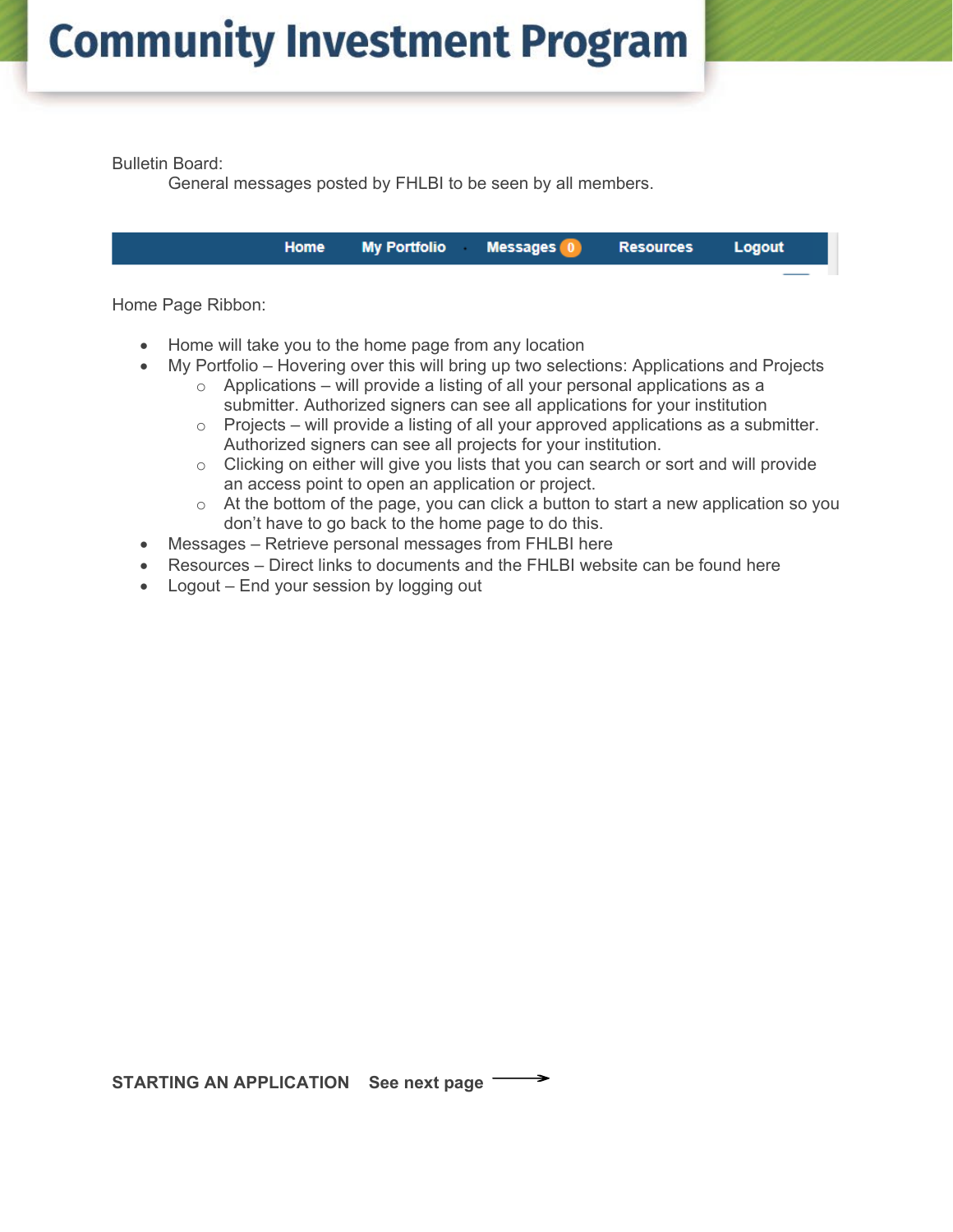Bulletin Board:

General messages posted by FHLBI to be seen by all members.

Home | My Portfolio | Messages 0 | Resources | Logout

Home Page Ribbon:

- Home will take you to the home page from any location
- My Portfolio – Hovering over this will bring up two selections: Applications and Projects
  - Applications – will provide a listing of all your personal applications as a submitter. Authorized signers can see all applications for your institution
  - Projects – will provide a listing of all your approved applications as a submitter. Authorized signers can see all projects for your institution.
  - Clicking on either will give you lists that you can search or sort and will provide an access point to open an application or project.
  - At the bottom of the page, you can click a button to start a new application so you don't have to go back to the home page to do this.
- Messages – Retrieve personal messages from FHLBI here
- Resources – Direct links to documents and the FHLBI website can be found here
- Logout – End your session by logging out

**STARTING AN APPLICATION** **See next page** →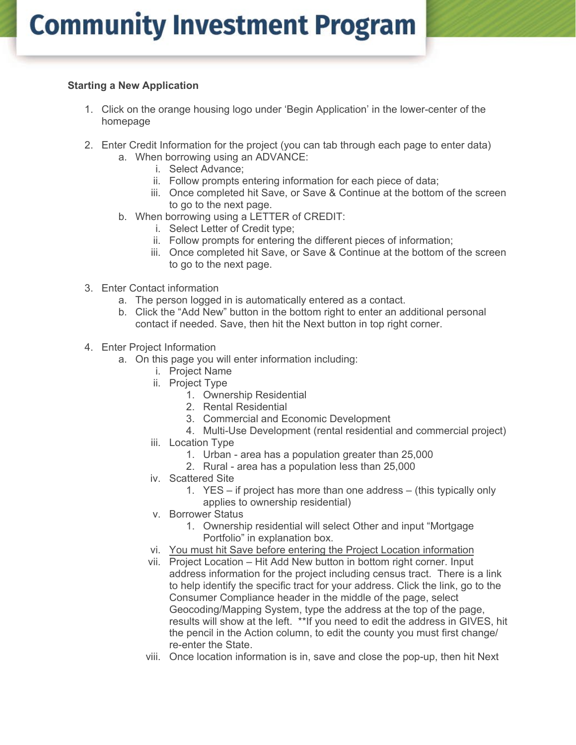# Community Investment Program

**Starting a New Application**

1. Click on the orange housing logo under 'Begin Application' in the lower-center of the homepage

2. Enter Credit Information for the project (you can tab through each page to enter data)
   a. When borrowing using an ADVANCE:
      i. Select Advance;
      ii. Follow prompts entering information for each piece of data;
      iii. Once completed hit Save, or Save & Continue at the bottom of the screen to go to the next page.
   b. When borrowing using a LETTER of CREDIT:
      i. Select Letter of Credit type;
      ii. Follow prompts for entering the different pieces of information;
      iii. Once completed hit Save, or Save & Continue at the bottom of the screen to go to the next page.

3. Enter Contact information
   a. The person logged in is automatically entered as a contact.
   b. Click the "Add New" button in the bottom right to enter an additional personal contact if needed. Save, then hit the Next button in top right corner.

4. Enter Project Information
   a. On this page you will enter information including:
      i. Project Name
      ii. Project Type
         1. Ownership Residential
         2. Rental Residential
         3. Commercial and Economic Development
         4. Multi-Use Development (rental residential and commercial project)
      iii. Location Type
         1. Urban - area has a population greater than 25,000
         2. Rural - area has a population less than 25,000
      iv. Scattered Site
         1. YES – if project has more than one address – (this typically only applies to ownership residential)
      v. Borrower Status
         1. Ownership residential will select Other and input "Mortgage Portfolio" in explanation box.
      vi. <u>You must hit Save before entering the Project Location information</u>
      vii. Project Location – Hit Add New button in bottom right corner. Input address information for the project including census tract. There is a link to help identify the specific tract for your address. Click the link, go to the Consumer Compliance header in the middle of the page, select Geocoding/Mapping System, type the address at the top of the page, results will show at the left. **If you need to edit the address in GIVES, hit the pencil in the Action column, to edit the county you must first change/ re-enter the State.
      viii. Once location information is in, save and close the pop-up, then hit Next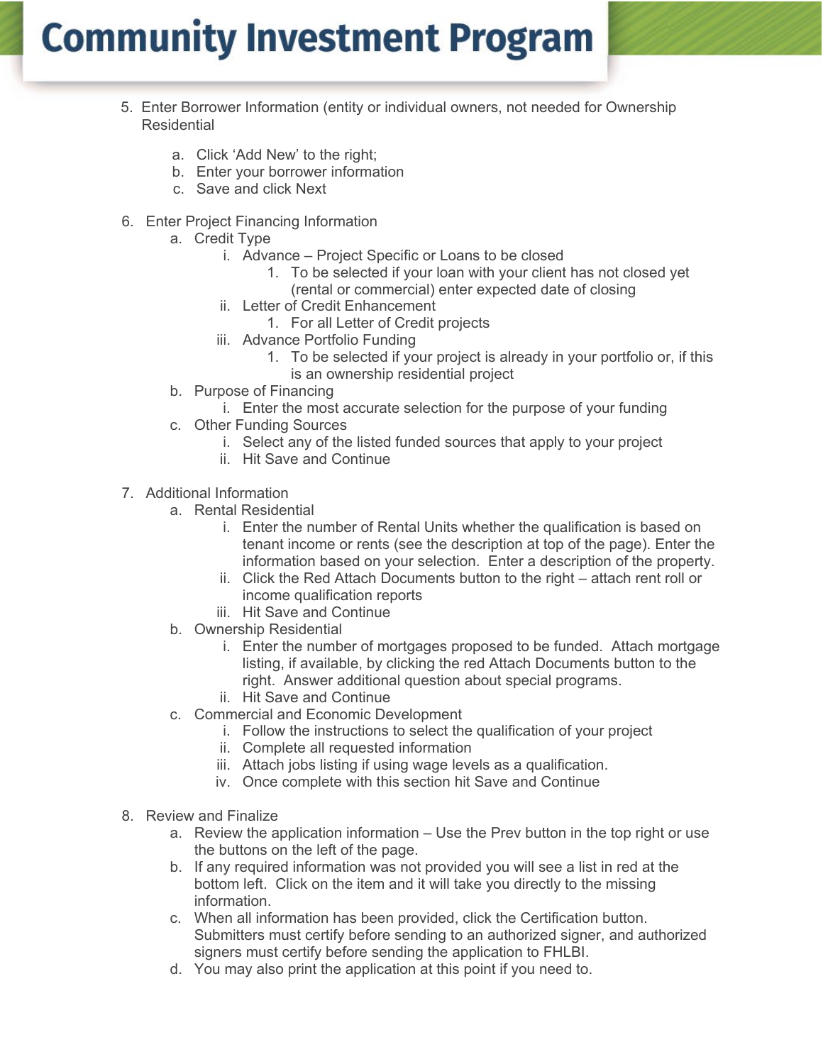5. Enter Borrower Information (entity or individual owners, not needed for Ownership Residential
   a. Click 'Add New' to the right;
   b. Enter your borrower information
   c. Save and click Next

6. Enter Project Financing Information
   a. Credit Type
      i. Advance – Project Specific or Loans to be closed
         1. To be selected if your loan with your client has not closed yet (rental or commercial) enter expected date of closing
      ii. Letter of Credit Enhancement
         1. For all Letter of Credit projects
      iii. Advance Portfolio Funding
         1. To be selected if your project is already in your portfolio or, if this is an ownership residential project
   b. Purpose of Financing
      i. Enter the most accurate selection for the purpose of your funding
   c. Other Funding Sources
      i. Select any of the listed funded sources that apply to your project
      ii. Hit Save and Continue

7. Additional Information
   a. Rental Residential
      i. Enter the number of Rental Units whether the qualification is based on tenant income or rents (see the description at top of the page). Enter the information based on your selection. Enter a description of the property.
      ii. Click the Red Attach Documents button to the right – attach rent roll or income qualification reports
      iii. Hit Save and Continue
   b. Ownership Residential
      i. Enter the number of mortgages proposed to be funded. Attach mortgage listing, if available, by clicking the red Attach Documents button to the right. Answer additional question about special programs.
      ii. Hit Save and Continue
   c. Commercial and Economic Development
      i. Follow the instructions to select the qualification of your project
      ii. Complete all requested information
      iii. Attach jobs listing if using wage levels as a qualification.
      iv. Once complete with this section hit Save and Continue

8. Review and Finalize
   a. Review the application information – Use the Prev button in the top right or use the buttons on the left of the page.
   b. If any required information was not provided you will see a list in red at the bottom left. Click on the item and it will take you directly to the missing information.
   c. When all information has been provided, click the Certification button. Submitters must certify before sending to an authorized signer, and authorized signers must certify before sending the application to FHLBI.
   d. You may also print the application at this point if you need to.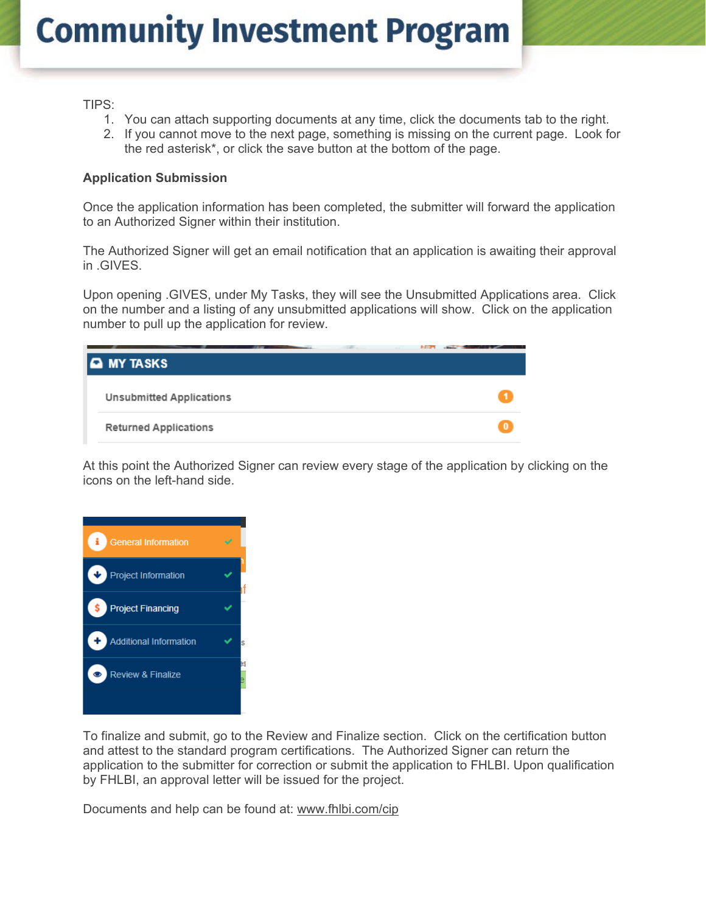# Community Investment Program

TIPS:

1. You can attach supporting documents at any time, click the documents tab to the right.
2. If you cannot move to the next page, something is missing on the current page. Look for the red asterisk*, or click the save button at the bottom of the page.

**Application Submission**

Once the application information has been completed, the submitter will forward the application to an Authorized Signer within their institution.

The Authorized Signer will get an email notification that an application is awaiting their approval in .GIVES.

Upon opening .GIVES, under My Tasks, they will see the Unsubmitted Applications area. Click on the number and a listing of any unsubmitted applications will show. Click on the application number to pull up the application for review.

MY TASKS

Unsubmitted Applications 1

Returned Applications 0

At this point the Authorized Signer can review every stage of the application by clicking on the icons on the left-hand side.

General Information

Project Information

Project Financing

Additional Information

Review & Finalize

To finalize and submit, go to the Review and Finalize section. Click on the certification button and attest to the standard program certifications. The Authorized Signer can return the application to the submitter for correction or submit the application to FHLBI. Upon qualification by FHLBI, an approval letter will be issued for the project.

Documents and help can be found at: www.fhlbi.com/cip